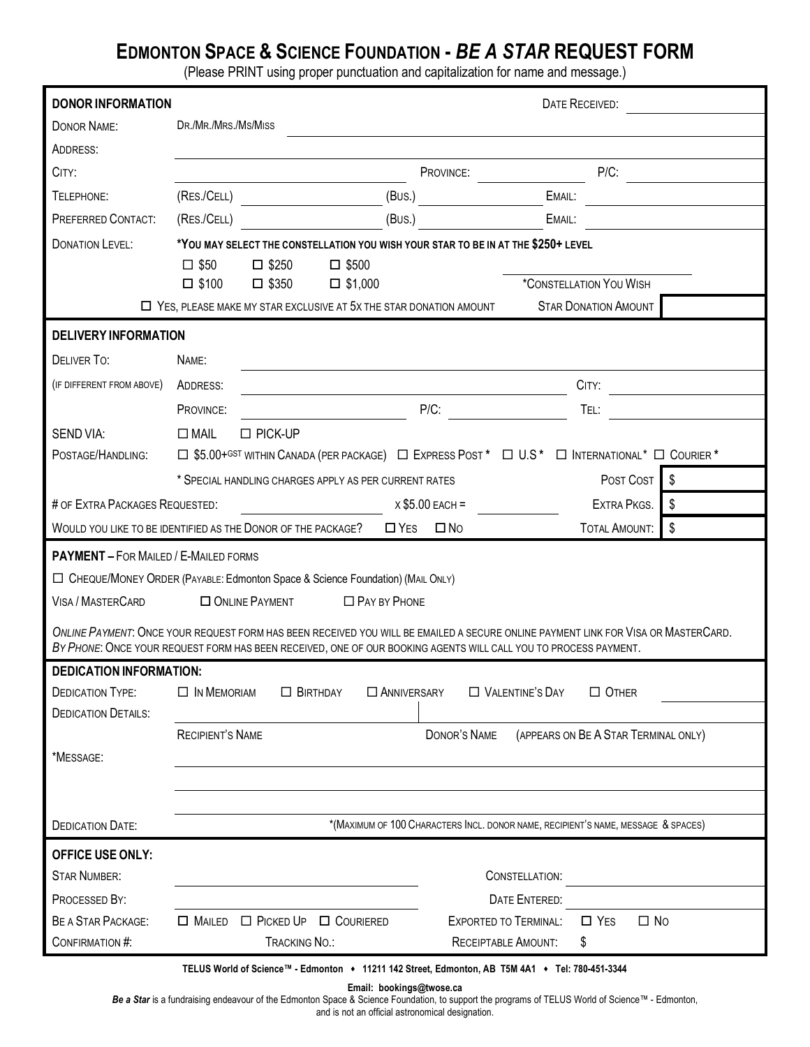# EDMONTON SPACE & SCIENCE FOUNDATION - *BE A STAR* REQUEST FORM

(Please PRINT using proper punctuation and capitalization for name and message.)

## DONOR INFORMATION

DATE RECEIVED: ____________

DONOR NAME: DR./MR./MRS./MS/MISS ____________

ADDRESS: ____________

CITY: ____________ PROVINCE: ____________ P/C: ____________

TELEPHONE: (RES./CELL) ____________ (BUS.) ____________ EMAIL: ____________

PREFERRED CONTACT: (RES./CELL) ____________ (BUS.) ____________ EMAIL: ____________

DONATION LEVEL: ***YOU MAY SELECT THE CONSTELLATION YOU WISH YOUR STAR TO BE IN AT THE $250+ LEVEL**

☐ $50 ☐ $250 ☐ $500
☐ $100 ☐ $350 ☐ $1,000

____________ *CONSTELLATION YOU WISH

☐ YES, PLEASE MAKE MY STAR EXCLUSIVE AT 5X THE STAR DONATION AMOUNT

STAR DONATION AMOUNT ____________

## DELIVERY INFORMATION

DELIVER TO: NAME: ____________

(IF DIFFERENT FROM ABOVE) ADDRESS: ____________ CITY: ____________

PROVINCE: ____________ P/C: ____________ TEL: ____________

SEND VIA: ☐ MAIL ☐ PICK-UP

POSTAGE/HANDLING: ☐ $5.00+GST WITHIN CANADA (PER PACKAGE) ☐ EXPRESS POST * ☐ U.S * ☐ INTERNATIONAL * ☐ COURIER *

* SPECIAL HANDLING CHARGES APPLY AS PER CURRENT RATES — POST COST $ ____________

# OF EXTRA PACKAGES REQUESTED: ____________ X $5.00 EACH = ____________ EXTRA PKGS. $ ____________

WOULD YOU LIKE TO BE IDENTIFIED AS THE DONOR OF THE PACKAGE? ☐ YES ☐ NO — TOTAL AMOUNT: $ ____________

## PAYMENT – FOR MAILED / E-MAILED FORMS

☐ CHEQUE/MONEY ORDER (PAYABLE: Edmonton Space & Science Foundation) (MAIL ONLY)

VISA / MASTERCARD ☐ ONLINE PAYMENT ☐ PAY BY PHONE

*ONLINE PAYMENT*: ONCE YOUR REQUEST FORM HAS BEEN RECEIVED YOU WILL BE EMAILED A SECURE ONLINE PAYMENT LINK FOR VISA OR MASTERCARD.
*BY PHONE*: ONCE YOUR REQUEST FORM HAS BEEN RECEIVED, ONE OF OUR BOOKING AGENTS WILL CALL YOU TO PROCESS PAYMENT.

## DEDICATION INFORMATION:

DEDICATION TYPE: ☐ IN MEMORIAM ☐ BIRTHDAY ☐ ANNIVERSARY ☐ VALENTINE'S DAY ☐ OTHER ____________

DEDICATION DETAILS: ____________

RECIPIENT'S NAME — DONOR'S NAME (APPEARS ON BE A STAR TERMINAL ONLY)

*MESSAGE: ____________

DEDICATION DATE: ____________

*(MAXIMUM OF 100 CHARACTERS INCL. DONOR NAME, RECIPIENT'S NAME, MESSAGE & SPACES)

## OFFICE USE ONLY:

STAR NUMBER: ____________ CONSTELLATION: ____________

PROCESSED BY: ____________ DATE ENTERED: ____________

BE A STAR PACKAGE: ☐ MAILED ☐ PICKED UP ☐ COURIERED — EXPORTED TO TERMINAL: ☐ YES ☐ NO

CONFIRMATION #: ____________ TRACKING NO.: ____________ RECEIPTABLE AMOUNT: $ ____________

**TELUS World of Science™ - Edmonton ♦ 11211 142 Street, Edmonton, AB T5M 4A1 ♦ Tel: 780-451-3344**

**Email: bookings@twose.ca**

***Be a Star*** is a fundraising endeavour of the Edmonton Space & Science Foundation, to support the programs of TELUS World of Science™ - Edmonton, and is not an official astronomical designation.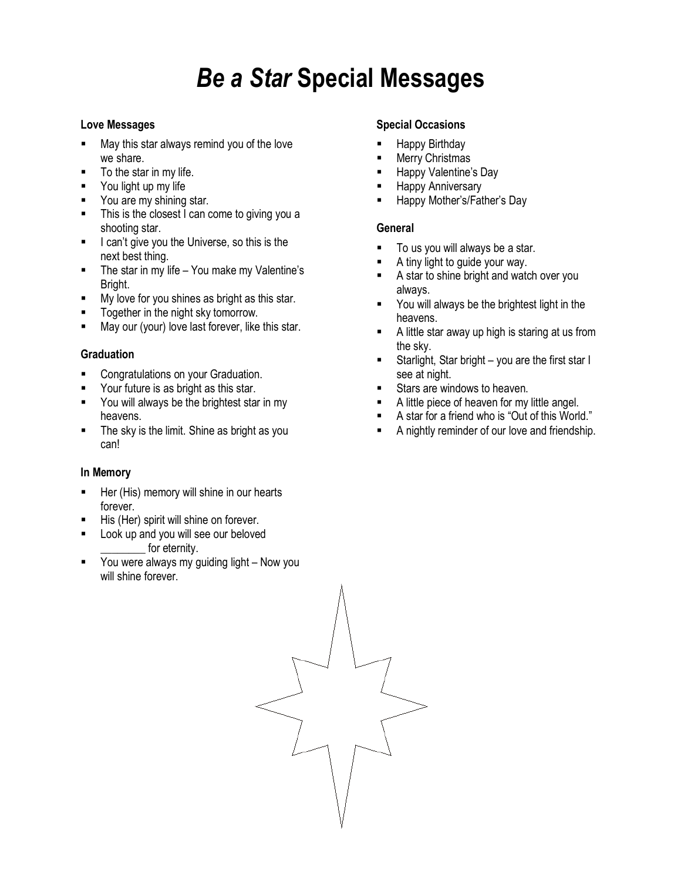# *Be a Star* Special Messages

**Love Messages**

- May this star always remind you of the love we share.
- To the star in my life.
- You light up my life
- You are my shining star.
- This is the closest I can come to giving you a shooting star.
- I can't give you the Universe, so this is the next best thing.
- The star in my life – You make my Valentine's Bright.
- My love for you shines as bright as this star.
- Together in the night sky tomorrow.
- May our (your) love last forever, like this star.

**Graduation**

- Congratulations on your Graduation.
- Your future is as bright as this star.
- You will always be the brightest star in my heavens.
- The sky is the limit. Shine as bright as you can!

**In Memory**

- Her (His) memory will shine in our hearts forever.
- His (Her) spirit will shine on forever.
- Look up and you will see our beloved ________ for eternity.
- You were always my guiding light – Now you will shine forever.

**Special Occasions**

- Happy Birthday
- Merry Christmas
- Happy Valentine's Day
- Happy Anniversary
- Happy Mother's/Father's Day

**General**

- To us you will always be a star.
- A tiny light to guide your way.
- A star to shine bright and watch over you always.
- You will always be the brightest light in the heavens.
- A little star away up high is staring at us from the sky.
- Starlight, Star bright – you are the first star I see at night.
- Stars are windows to heaven.
- A little piece of heaven for my little angel.
- A star for a friend who is "Out of this World."
- A nightly reminder of our love and friendship.